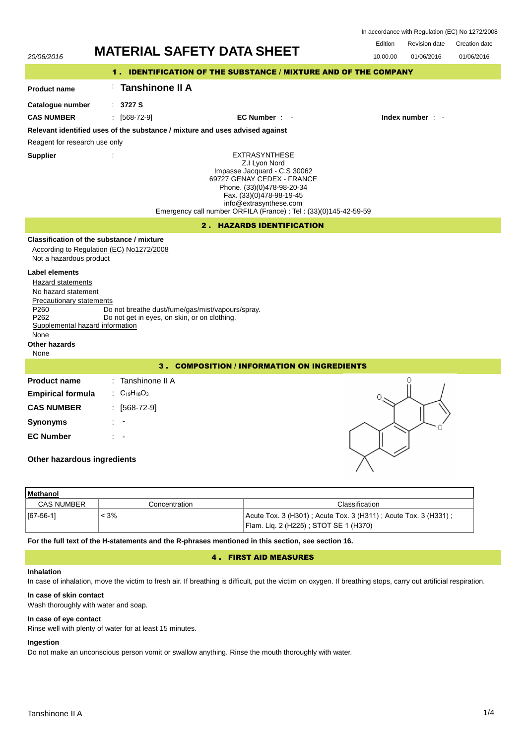In accordance with Regulation (EC) No 1272/2008

| | | Edition | Revision date | Creation date |
|---|---|---|---|---|
| 20/06/2016 | **MATERIAL SAFETY DATA SHEET** | 10.00.00 | 01/06/2016 | 01/06/2016 |

## 1 . IDENTIFICATION OF THE SUBSTANCE / MIXTURE AND OF THE COMPANY

**Product name** : **Tanshinone II A**

**Catalogue number** : **3727 S**

**CAS NUMBER** : [568-72-9] **EC Number** : - **Index number** : -

**Relevant identified uses of the substance / mixture and uses advised against**

Reagent for research use only

**Supplier** :

EXTRASYNTHESE
Z.I Lyon Nord
Impasse Jacquard - C.S 30062
69727 GENAY CEDEX - FRANCE
Phone. (33)(0)478-98-20-34
Fax. (33)(0)478-98-19-45
info@extrasynthese.com
Emergency call number ORFILA (France) : Tel : (33)(0)145-42-59-59

## 2 . HAZARDS IDENTIFICATION

**Classification of the substance / mixture**

According to Regulation (EC) No1272/2008

Not a hazardous product

**Label elements**

Hazard statements

No hazard statement

Precautionary statements

P260 Do not breathe dust/fume/gas/mist/vapours/spray.
P262 Do not get in eyes, on skin, or on clothing.

Supplemental hazard information

None

**Other hazards**

None

## 3 . COMPOSITION / INFORMATION ON INGREDIENTS

**Product name** : Tanshinone II A

**Empirical formula** : $C_{19}H_{18}O_3$

**CAS NUMBER** : [568-72-9]

**Synonyms** : -

**EC Number** : -

**Other hazardous ingredients**

**Methanol**

| CAS NUMBER | Concentration | Classification |
|---|---|---|
| [67-56-1] | < 3% | Acute Tox. 3 (H301) ; Acute Tox. 3 (H311) ; Acute Tox. 3 (H331) ; Flam. Liq. 2 (H225) ; STOT SE 1 (H370) |

**For the full text of the H-statements and the R-phrases mentioned in this section, see section 16.**

## 4 . FIRST AID MEASURES

**Inhalation**

In case of inhalation, move the victim to fresh air. If breathing is difficult, put the victim on oxygen. If breathing stops, carry out artificial respiration.

**In case of skin contact**

Wash thoroughly with water and soap.

**In case of eye contact**

Rinse well with plenty of water for at least 15 minutes.

**Ingestion**

Do not make an unconscious person vomit or swallow anything. Rinse the mouth thoroughly with water.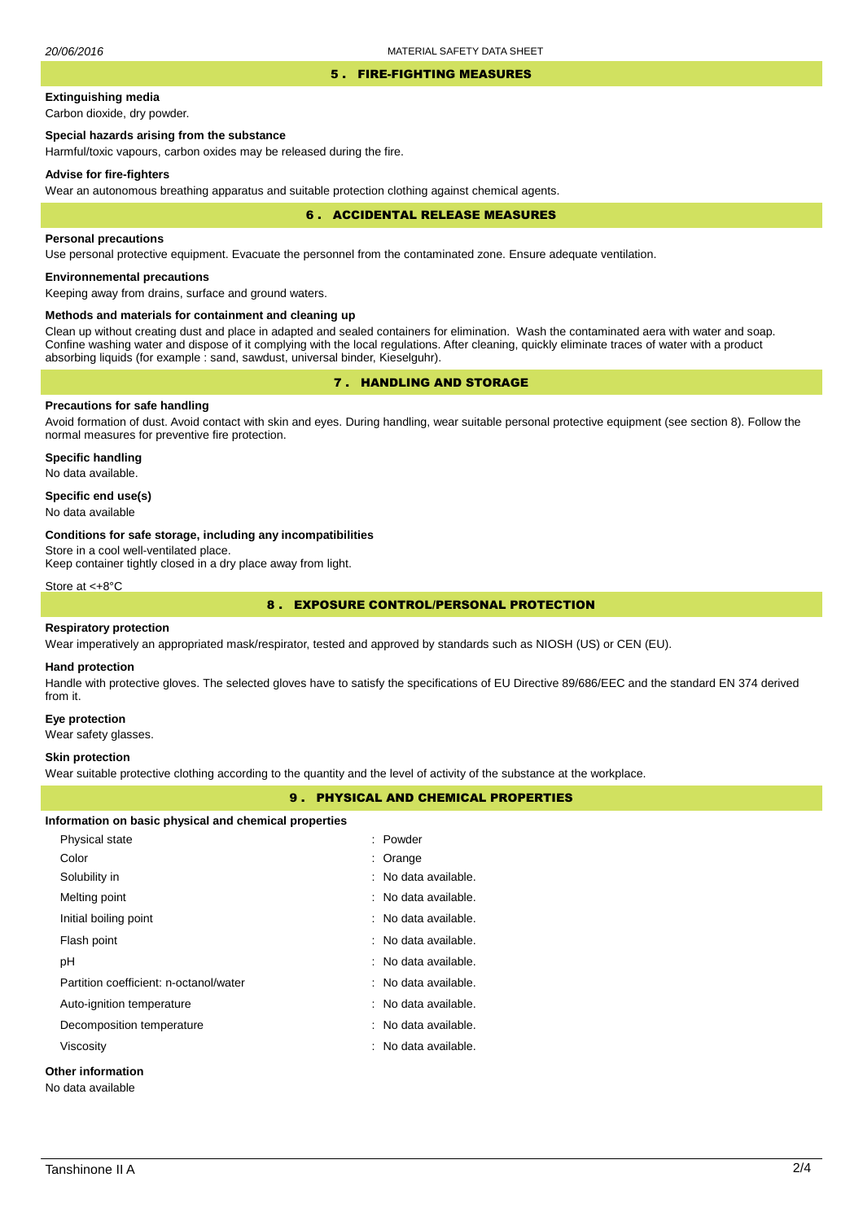## 5 . FIRE-FIGHTING MEASURES

**Extinguishing media**

Carbon dioxide, dry powder.

**Special hazards arising from the substance**

Harmful/toxic vapours, carbon oxides may be released during the fire.

**Advise for fire-fighters**

Wear an autonomous breathing apparatus and suitable protection clothing against chemical agents.

## 6 . ACCIDENTAL RELEASE MEASURES

**Personal precautions**

Use personal protective equipment. Evacuate the personnel from the contaminated zone. Ensure adequate ventilation.

**Environnemental precautions**

Keeping away from drains, surface and ground waters.

**Methods and materials for containment and cleaning up**

Clean up without creating dust and place in adapted and sealed containers for elimination. Wash the contaminated aera with water and soap. Confine washing water and dispose of it complying with the local regulations. After cleaning, quickly eliminate traces of water with a product absorbing liquids (for example : sand, sawdust, universal binder, Kieselguhr).

## 7 . HANDLING AND STORAGE

**Precautions for safe handling**

Avoid formation of dust. Avoid contact with skin and eyes. During handling, wear suitable personal protective equipment (see section 8). Follow the normal measures for preventive fire protection.

**Specific handling**

No data available.

**Specific end use(s)**

No data available

**Conditions for safe storage, including any incompatibilities**

Store in a cool well-ventilated place.
Keep container tightly closed in a dry place away from light.

Store at <+8°C

## 8 . EXPOSURE CONTROL/PERSONAL PROTECTION

**Respiratory protection**

Wear imperatively an appropriated mask/respirator, tested and approved by standards such as NIOSH (US) or CEN (EU).

**Hand protection**

Handle with protective gloves. The selected gloves have to satisfy the specifications of EU Directive 89/686/EEC and the standard EN 374 derived from it.

**Eye protection**

Wear safety glasses.

**Skin protection**

Wear suitable protective clothing according to the quantity and the level of activity of the substance at the workplace.

## 9 . PHYSICAL AND CHEMICAL PROPERTIES

**Information on basic physical and chemical properties**

| | |
|---|---|
| Physical state | : Powder |
| Color | : Orange |
| Solubility in | : No data available. |
| Melting point | : No data available. |
| Initial boiling point | : No data available. |
| Flash point | : No data available. |
| pH | : No data available. |
| Partition coefficient: n-octanol/water | : No data available. |
| Auto-ignition temperature | : No data available. |
| Decomposition temperature | : No data available. |
| Viscosity | : No data available. |

**Other information**

No data available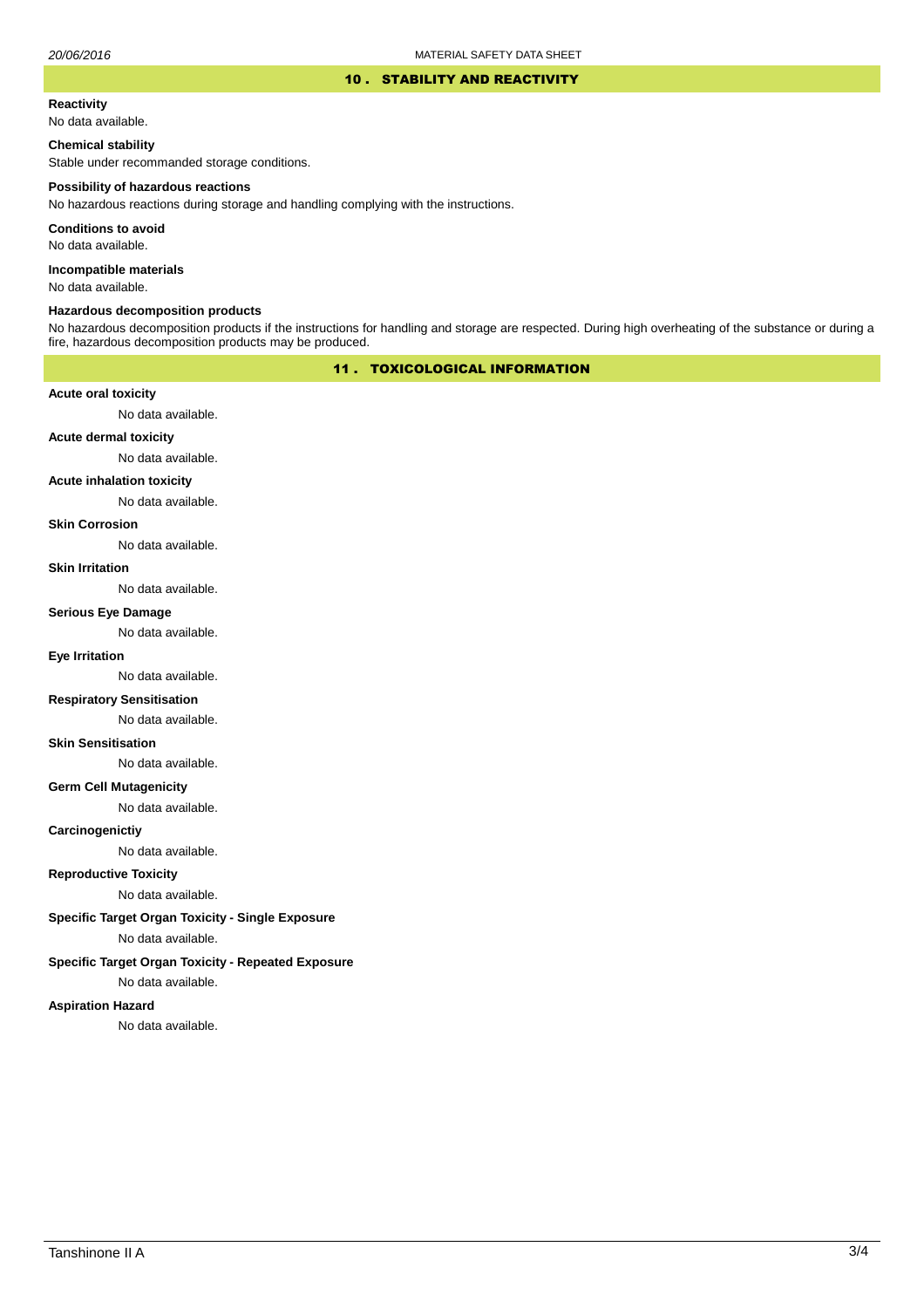## 10 . STABILITY AND REACTIVITY

**Reactivity**

No data available.

**Chemical stability**

Stable under recommanded storage conditions.

**Possibility of hazardous reactions**

No hazardous reactions during storage and handling complying with the instructions.

**Conditions to avoid**

No data available.

**Incompatible materials**

No data available.

**Hazardous decomposition products**

No hazardous decomposition products if the instructions for handling and storage are respected. During high overheating of the substance or during a fire, hazardous decomposition products may be produced.

## 11 . TOXICOLOGICAL INFORMATION

**Acute oral toxicity**

No data available.

**Acute dermal toxicity**

No data available.

**Acute inhalation toxicity**

No data available.

**Skin Corrosion**

No data available.

**Skin Irritation**

No data available.

**Serious Eye Damage**

No data available.

**Eye Irritation**

No data available.

**Respiratory Sensitisation**

No data available.

**Skin Sensitisation**

No data available.

**Germ Cell Mutagenicity**

No data available.

**Carcinogenictiy**

No data available.

**Reproductive Toxicity**

No data available.

**Specific Target Organ Toxicity - Single Exposure**

No data available.

**Specific Target Organ Toxicity - Repeated Exposure**

No data available.

**Aspiration Hazard**

No data available.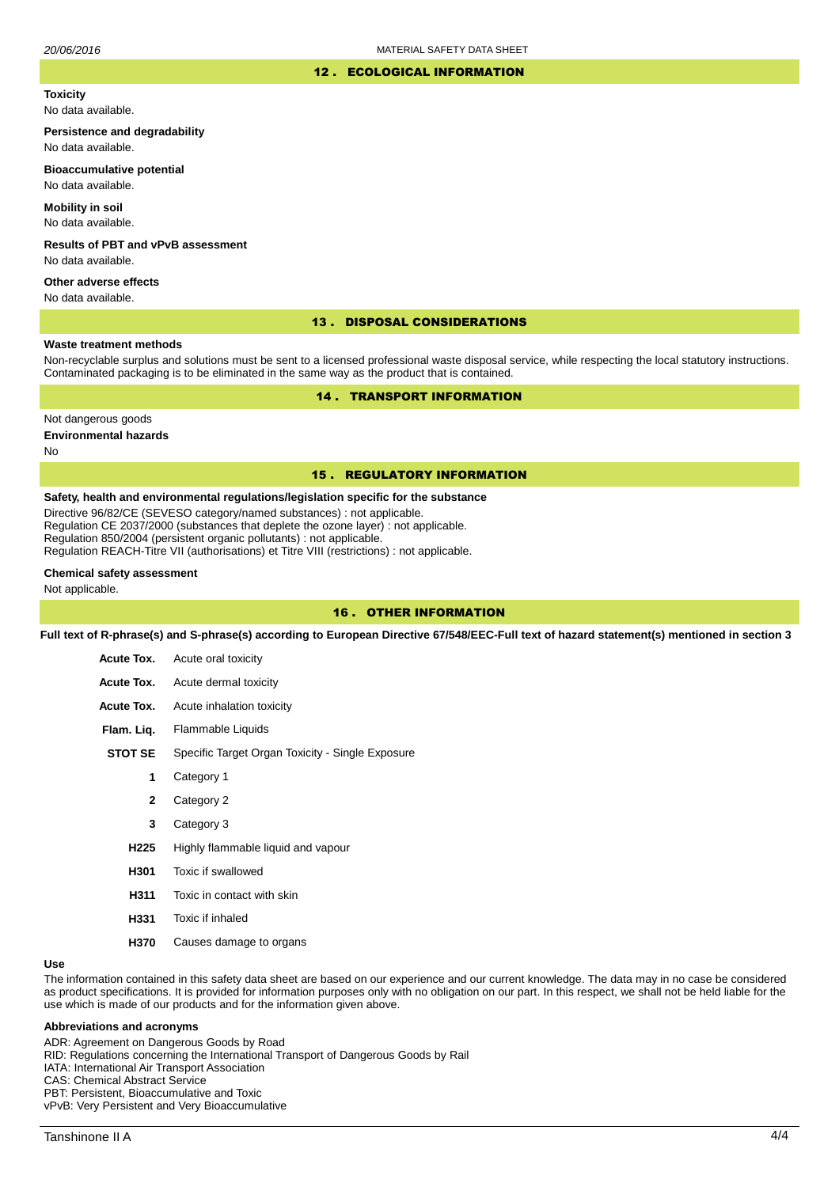## 12 . ECOLOGICAL INFORMATION

**Toxicity**

No data available.

**Persistence and degradability**

No data available.

**Bioaccumulative potential**

No data available.

**Mobility in soil**

No data available.

**Results of PBT and vPvB assessment**

No data available.

**Other adverse effects**

No data available.

## 13 . DISPOSAL CONSIDERATIONS

**Waste treatment methods**

Non-recyclable surplus and solutions must be sent to a licensed professional waste disposal service, while respecting the local statutory instructions. Contaminated packaging is to be eliminated in the same way as the product that is contained.

## 14 . TRANSPORT INFORMATION

Not dangerous goods

**Environmental hazards**

No

## 15 . REGULATORY INFORMATION

**Safety, health and environmental regulations/legislation specific for the substance**

Directive 96/82/CE (SEVESO category/named substances) : not applicable.
Regulation CE 2037/2000 (substances that deplete the ozone layer) : not applicable.
Regulation 850/2004 (persistent organic pollutants) : not applicable.
Regulation REACH-Titre VII (authorisations) et Titre VIII (restrictions) : not applicable.

**Chemical safety assessment**

Not applicable.

## 16 . OTHER INFORMATION

**Full text of R-phrase(s) and S-phrase(s) according to European Directive 67/548/EEC-Full text of hazard statement(s) mentioned in section 3**

| | |
|---|---|
| **Acute Tox.** | Acute oral toxicity |
| **Acute Tox.** | Acute dermal toxicity |
| **Acute Tox.** | Acute inhalation toxicity |
| **Flam. Liq.** | Flammable Liquids |
| **STOT SE** | Specific Target Organ Toxicity - Single Exposure |
| **1** | Category 1 |
| **2** | Category 2 |
| **3** | Category 3 |
| **H225** | Highly flammable liquid and vapour |
| **H301** | Toxic if swallowed |
| **H311** | Toxic in contact with skin |
| **H331** | Toxic if inhaled |
| **H370** | Causes damage to organs |

**Use**

The information contained in this safety data sheet are based on our experience and our current knowledge. The data may in no case be considered as product specifications. It is provided for information purposes only with no obligation on our part. In this respect, we shall not be held liable for the use which is made of our products and for the information given above.

**Abbreviations and acronyms**

ADR: Agreement on Dangerous Goods by Road
RID: Regulations concerning the International Transport of Dangerous Goods by Rail
IATA: International Air Transport Association
CAS: Chemical Abstract Service
PBT: Persistent, Bioaccumulative and Toxic
vPvB: Very Persistent and Very Bioaccumulative